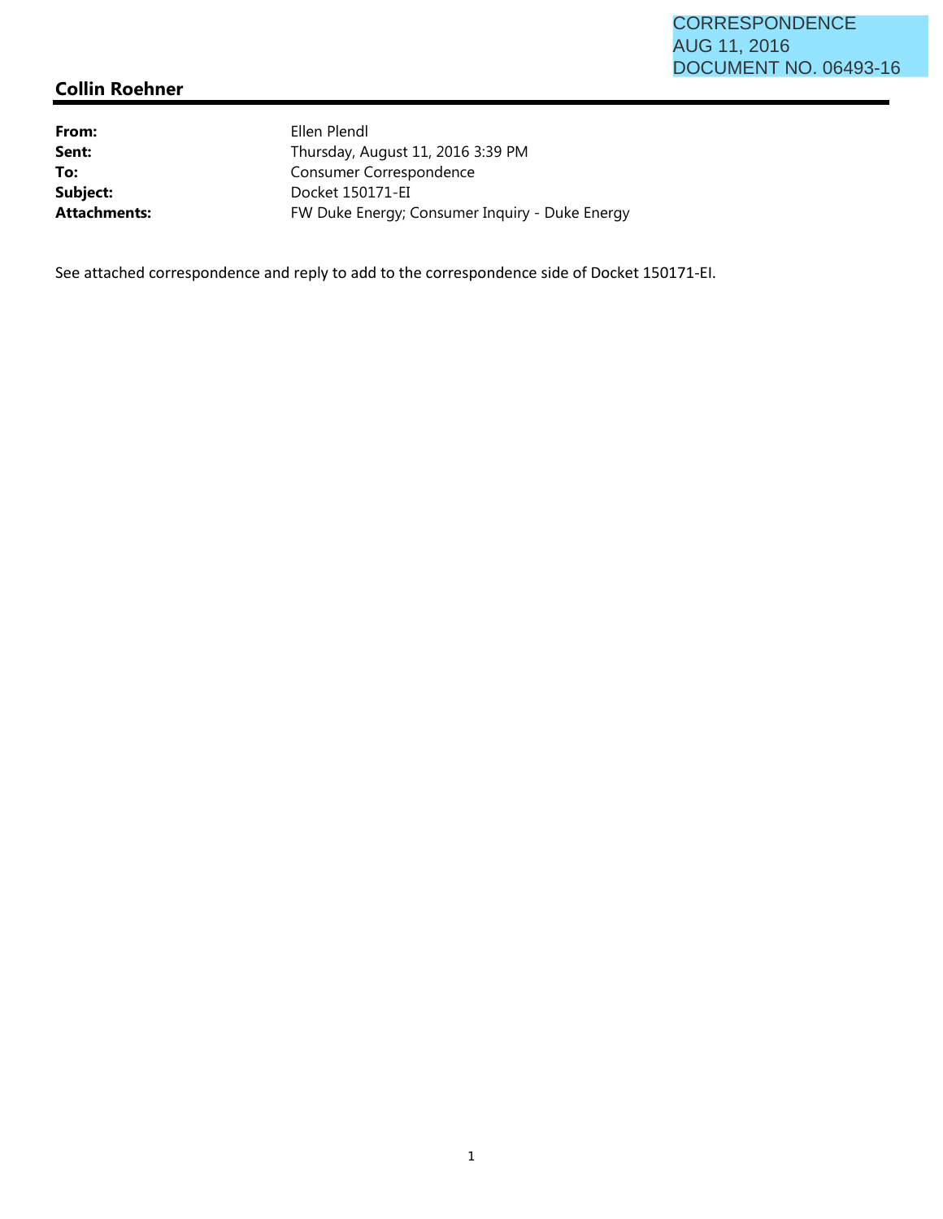CORRESPONDENCE
AUG 11, 2016
DOCUMENT NO. 06493-16

## Collin Roehner

| | |
|---|---|
| **From:** | Ellen Plendl |
| **Sent:** | Thursday, August 11, 2016 3:39 PM |
| **To:** | Consumer Correspondence |
| **Subject:** | Docket 150171-EI |
| **Attachments:** | FW Duke Energy; Consumer Inquiry - Duke Energy |

See attached correspondence and reply to add to the correspondence side of Docket 150171-EI.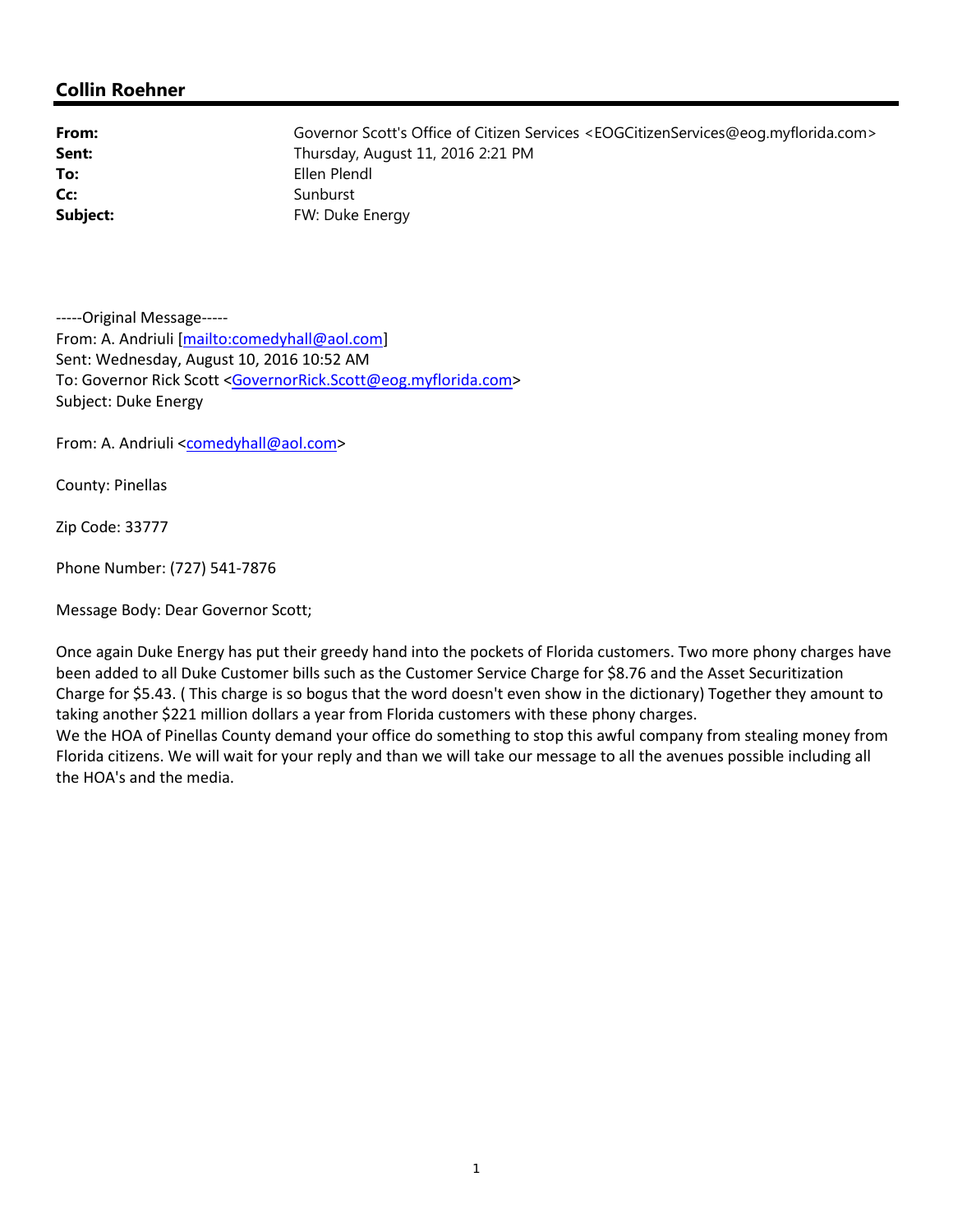## Collin Roehner

| | |
|---|---|
| **From:** | Governor Scott's Office of Citizen Services <EOGCitizenServices@eog.myflorida.com> |
| **Sent:** | Thursday, August 11, 2016 2:21 PM |
| **To:** | Ellen Plendl |
| **Cc:** | Sunburst |
| **Subject:** | FW: Duke Energy |

-----Original Message-----
From: A. Andriuli [mailto:comedyhall@aol.com]
Sent: Wednesday, August 10, 2016 10:52 AM
To: Governor Rick Scott <GovernorRick.Scott@eog.myflorida.com>
Subject: Duke Energy

From: A. Andriuli <comedyhall@aol.com>

County: Pinellas

Zip Code: 33777

Phone Number: (727) 541-7876

Message Body: Dear Governor Scott;

Once again Duke Energy has put their greedy hand into the pockets of Florida customers. Two more phony charges have been added to all Duke Customer bills such as the Customer Service Charge for $8.76 and the Asset Securitization Charge for $5.43. ( This charge is so bogus that the word doesn't even show in the dictionary) Together they amount to taking another $221 million dollars a year from Florida customers with these phony charges.
We the HOA of Pinellas County demand your office do something to stop this awful company from stealing money from Florida citizens. We will wait for your reply and than we will take our message to all the avenues possible including all the HOA's and the media.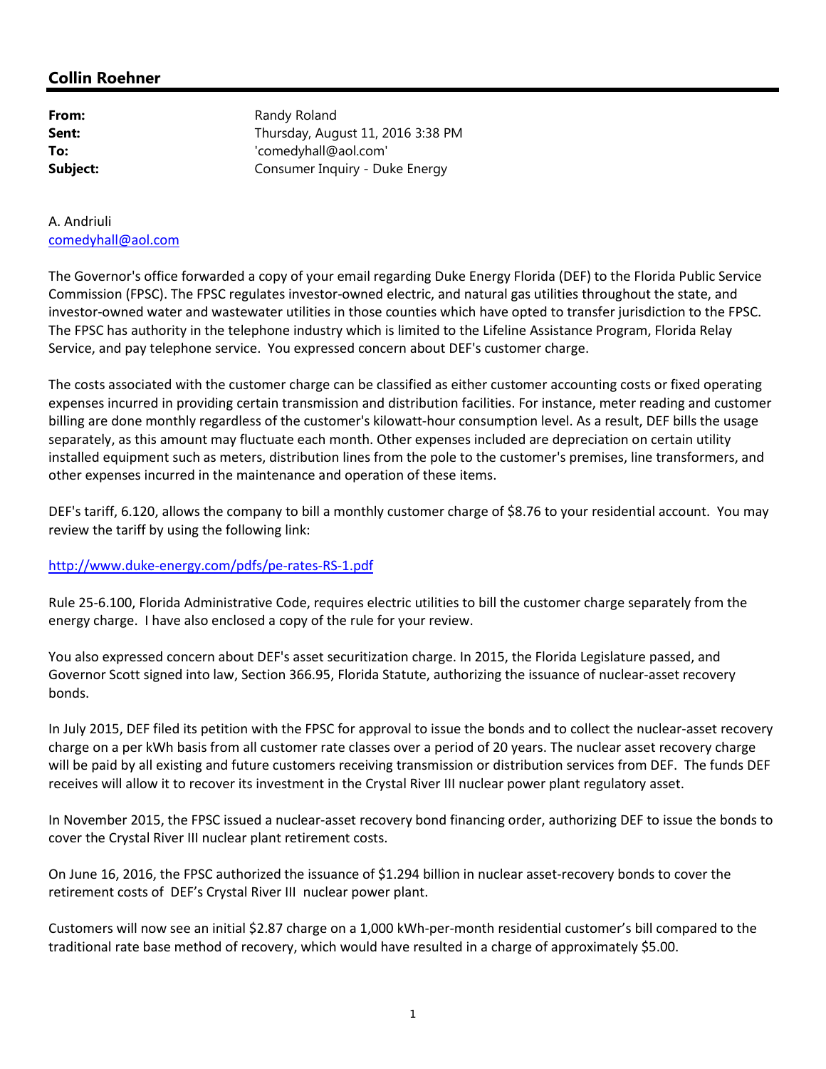## Collin Roehner

| | |
|---|---|
| **From:** | Randy Roland |
| **Sent:** | Thursday, August 11, 2016 3:38 PM |
| **To:** | 'comedyhall@aol.com' |
| **Subject:** | Consumer Inquiry - Duke Energy |

A. Andriuli
comedyhall@aol.com

The Governor's office forwarded a copy of your email regarding Duke Energy Florida (DEF) to the Florida Public Service Commission (FPSC). The FPSC regulates investor-owned electric, and natural gas utilities throughout the state, and investor-owned water and wastewater utilities in those counties which have opted to transfer jurisdiction to the FPSC. The FPSC has authority in the telephone industry which is limited to the Lifeline Assistance Program, Florida Relay Service, and pay telephone service. You expressed concern about DEF's customer charge.

The costs associated with the customer charge can be classified as either customer accounting costs or fixed operating expenses incurred in providing certain transmission and distribution facilities. For instance, meter reading and customer billing are done monthly regardless of the customer's kilowatt-hour consumption level. As a result, DEF bills the usage separately, as this amount may fluctuate each month. Other expenses included are depreciation on certain utility installed equipment such as meters, distribution lines from the pole to the customer's premises, line transformers, and other expenses incurred in the maintenance and operation of these items.

DEF's tariff, 6.120, allows the company to bill a monthly customer charge of $8.76 to your residential account. You may review the tariff by using the following link:

http://www.duke-energy.com/pdfs/pe-rates-RS-1.pdf

Rule 25-6.100, Florida Administrative Code, requires electric utilities to bill the customer charge separately from the energy charge. I have also enclosed a copy of the rule for your review.

You also expressed concern about DEF's asset securitization charge. In 2015, the Florida Legislature passed, and Governor Scott signed into law, Section 366.95, Florida Statute, authorizing the issuance of nuclear-asset recovery bonds.

In July 2015, DEF filed its petition with the FPSC for approval to issue the bonds and to collect the nuclear-asset recovery charge on a per kWh basis from all customer rate classes over a period of 20 years. The nuclear asset recovery charge will be paid by all existing and future customers receiving transmission or distribution services from DEF. The funds DEF receives will allow it to recover its investment in the Crystal River III nuclear power plant regulatory asset.

In November 2015, the FPSC issued a nuclear-asset recovery bond financing order, authorizing DEF to issue the bonds to cover the Crystal River III nuclear plant retirement costs.

On June 16, 2016, the FPSC authorized the issuance of $1.294 billion in nuclear asset-recovery bonds to cover the retirement costs of DEF's Crystal River III nuclear power plant.

Customers will now see an initial $2.87 charge on a 1,000 kWh-per-month residential customer's bill compared to the traditional rate base method of recovery, which would have resulted in a charge of approximately $5.00.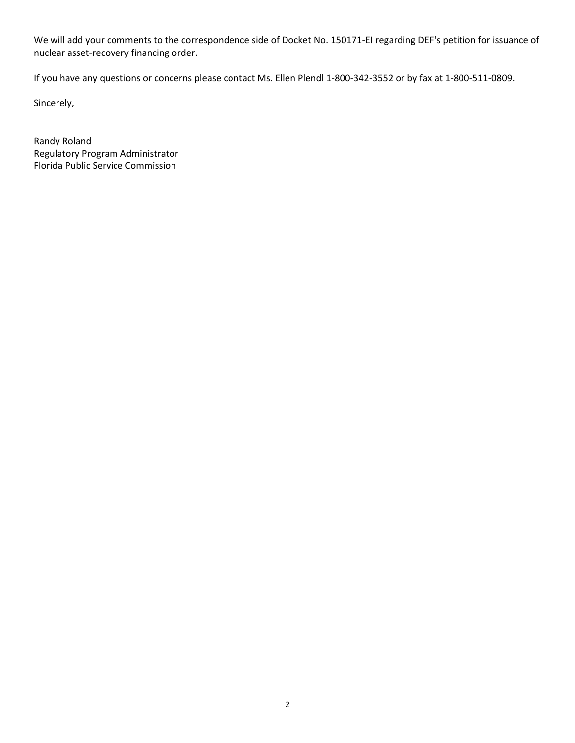We will add your comments to the correspondence side of Docket No. 150171-EI regarding DEF's petition for issuance of nuclear asset-recovery financing order.

If you have any questions or concerns please contact Ms. Ellen Plendl 1-800-342-3552 or by fax at 1-800-511-0809.

Sincerely,

Randy Roland
Regulatory Program Administrator
Florida Public Service Commission